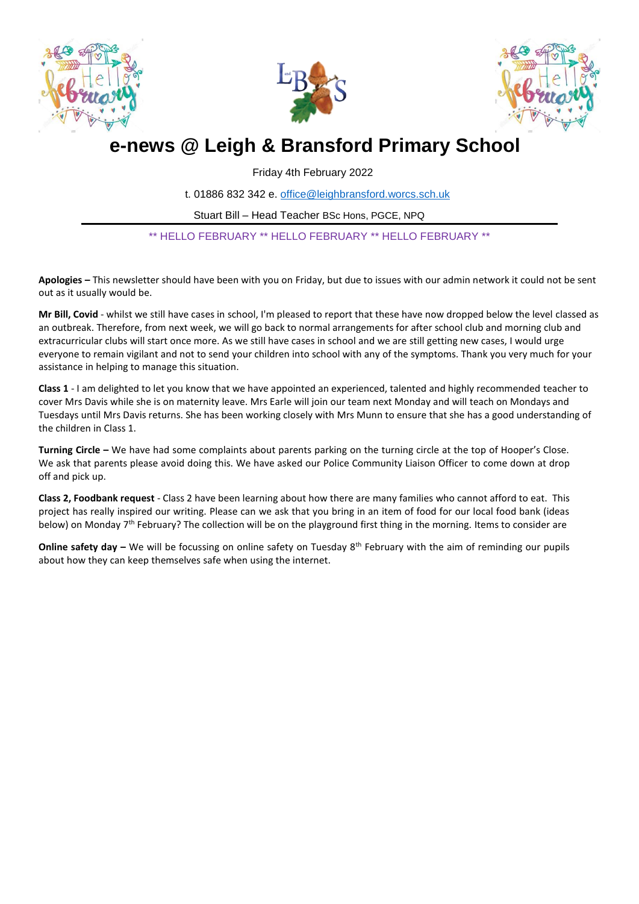# e-news @ Leigh & Bransford Primary School

Friday 4th February 2022

t. 01886 832 342 e. office@leighbransford.worcs.sch.uk

Stuart Bill – Head Teacher BSc Hons, PGCE, NPQ

** HELLO FEBRUARY ** HELLO FEBRUARY ** HELLO FEBRUARY **

**Apologies –** This newsletter should have been with you on Friday, but due to issues with our admin network it could not be sent out as it usually would be.

**Mr Bill, Covid** - whilst we still have cases in school, I'm pleased to report that these have now dropped below the level classed as an outbreak. Therefore, from next week, we will go back to normal arrangements for after school club and morning club and extracurricular clubs will start once more. As we still have cases in school and we are still getting new cases, I would urge everyone to remain vigilant and not to send your children into school with any of the symptoms. Thank you very much for your assistance in helping to manage this situation.

**Class 1** - I am delighted to let you know that we have appointed an experienced, talented and highly recommended teacher to cover Mrs Davis while she is on maternity leave. Mrs Earle will join our team next Monday and will teach on Mondays and Tuesdays until Mrs Davis returns. She has been working closely with Mrs Munn to ensure that she has a good understanding of the children in Class 1.

**Turning Circle –** We have had some complaints about parents parking on the turning circle at the top of Hooper's Close. We ask that parents please avoid doing this. We have asked our Police Community Liaison Officer to come down at drop off and pick up.

**Class 2, Foodbank request** - Class 2 have been learning about how there are many families who cannot afford to eat. This project has really inspired our writing. Please can we ask that you bring in an item of food for our local food bank (ideas below) on Monday 7th February? The collection will be on the playground first thing in the morning. Items to consider are

**Online safety day –** We will be focussing on online safety on Tuesday 8th February with the aim of reminding our pupils about how they can keep themselves safe when using the internet.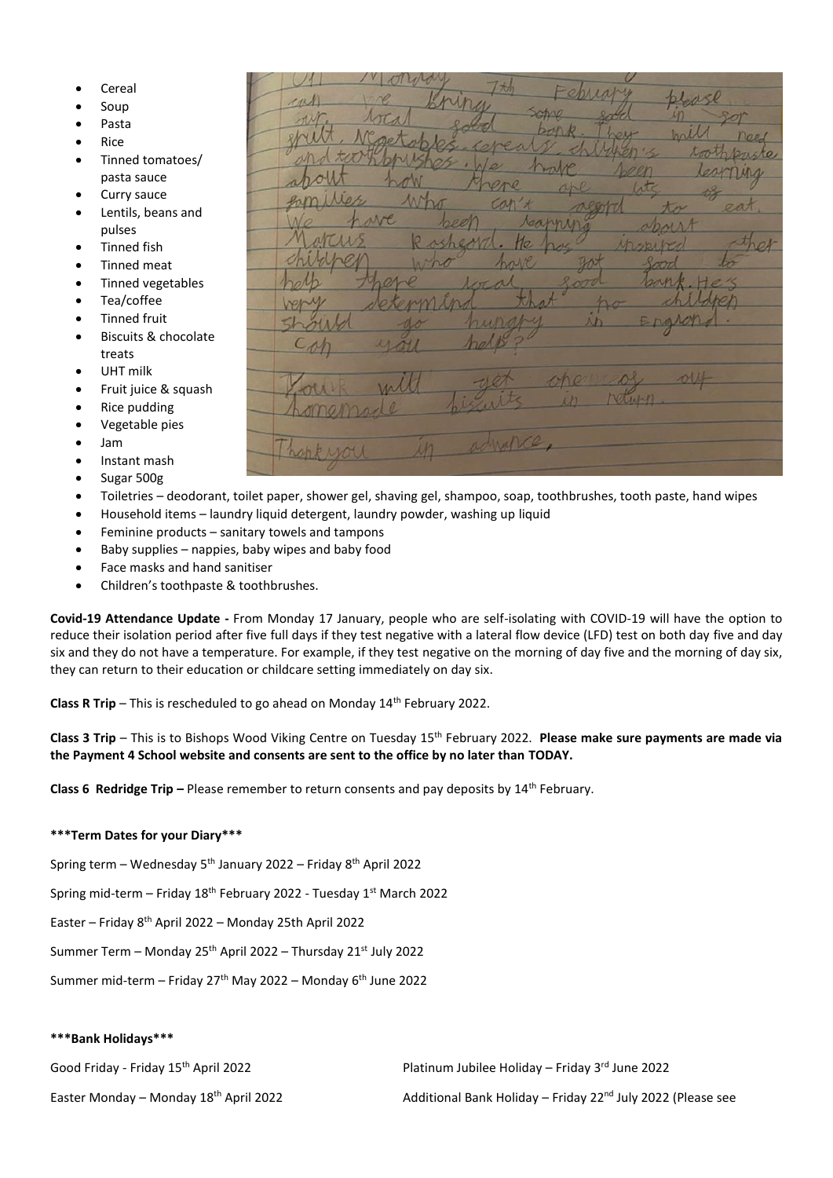- Cereal
- Soup
- Pasta
- Rice
- Tinned tomatoes/ pasta sauce
- Curry sauce
- Lentils, beans and pulses
- Tinned fish
- Tinned meat
- Tinned vegetables
- Tea/coffee
- Tinned fruit
- Biscuits & chocolate treats
- UHT milk
- Fruit juice & squash
- Rice pudding
- Vegetable pies
- Jam
- Instant mash
- Sugar 500g
- Toiletries – deodorant, toilet paper, shower gel, shaving gel, shampoo, soap, toothbrushes, tooth paste, hand wipes
- Household items – laundry liquid detergent, laundry powder, washing up liquid
- Feminine products – sanitary towels and tampons
- Baby supplies – nappies, baby wipes and baby food
- Face masks and hand sanitiser
- Children's toothpaste & toothbrushes.

On Monday 7th Febuary please can we bring some food in for our local food bank. They will need fruit, vegetables, cereals, children's toothpaste and toothbrushes. We have been learning about how there are lots of families who can't afford to eat. We have been learning about Marcus Rashford. He has inspired other children who have got food to help there local food bank. He's very determind that no children should go hungry in England. Can you help?

Your will get one of our homemade biscuits in return.

Thank you in advance,

**Covid-19 Attendance Update -** From Monday 17 January, people who are self-isolating with COVID-19 will have the option to reduce their isolation period after five full days if they test negative with a lateral flow device (LFD) test on both day five and day six and they do not have a temperature. For example, if they test negative on the morning of day five and the morning of day six, they can return to their education or childcare setting immediately on day six.

**Class R Trip** – This is rescheduled to go ahead on Monday 14th February 2022.

**Class 3 Trip** – This is to Bishops Wood Viking Centre on Tuesday 15th February 2022. **Please make sure payments are made via the Payment 4 School website and consents are sent to the office by no later than TODAY.**

**Class 6 Redridge Trip –** Please remember to return consents and pay deposits by 14th February.

**\*\*\*Term Dates for your Diary\*\*\***

Spring term – Wednesday 5th January 2022 – Friday 8th April 2022

Spring mid-term – Friday 18th February 2022 - Tuesday 1st March 2022

Easter – Friday 8th April 2022 – Monday 25th April 2022

Summer Term – Monday 25th April 2022 – Thursday 21st July 2022

Summer mid-term – Friday 27th May 2022 – Monday 6th June 2022

**\*\*\*Bank Holidays\*\*\***

Good Friday - Friday 15th April 2022

Easter Monday – Monday 18th April 2022

Platinum Jubilee Holiday – Friday 3rd June 2022

Additional Bank Holiday – Friday 22nd July 2022 (Please see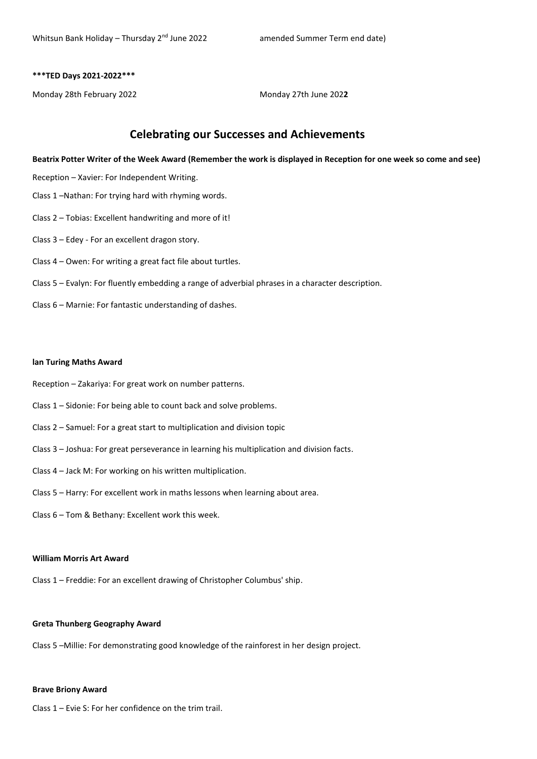Whitsun Bank Holiday – Thursday 2nd June 2022 amended Summer Term end date)

**\*\*\*TED Days 2021-2022\*\*\***

Monday 28th February 2022 Monday 27th June 2022

## Celebrating our Successes and Achievements

**Beatrix Potter Writer of the Week Award (Remember the work is displayed in Reception for one week so come and see)**

Reception – Xavier: For Independent Writing.

Class 1 –Nathan: For trying hard with rhyming words.

Class 2 – Tobias: Excellent handwriting and more of it!

Class 3 – Edey - For an excellent dragon story.

Class 4 – Owen: For writing a great fact file about turtles.

Class 5 – Evalyn: For fluently embedding a range of adverbial phrases in a character description.

Class 6 – Marnie: For fantastic understanding of dashes.

**lan Turing Maths Award**

Reception – Zakariya: For great work on number patterns.

Class 1 – Sidonie: For being able to count back and solve problems.

Class 2 – Samuel: For a great start to multiplication and division topic

Class 3 – Joshua: For great perseverance in learning his multiplication and division facts.

Class 4 – Jack M: For working on his written multiplication.

Class 5 – Harry: For excellent work in maths lessons when learning about area.

Class 6 – Tom & Bethany: Excellent work this week.

**William Morris Art Award**

Class 1 – Freddie: For an excellent drawing of Christopher Columbus' ship.

**Greta Thunberg Geography Award**

Class 5 –Millie: For demonstrating good knowledge of the rainforest in her design project.

**Brave Briony Award**

Class 1 – Evie S: For her confidence on the trim trail.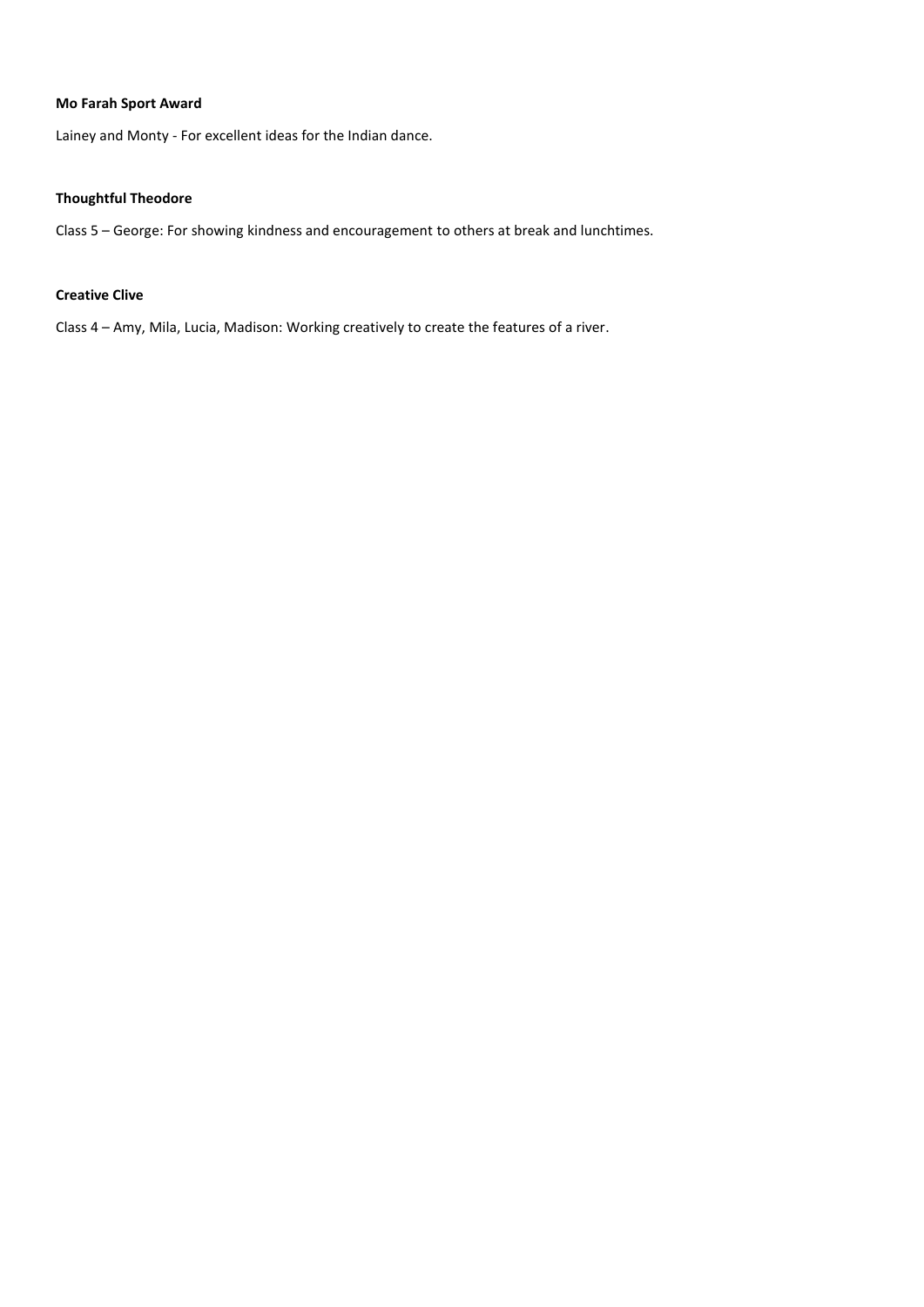**Mo Farah Sport Award**

Lainey and Monty - For excellent ideas for the Indian dance.

**Thoughtful Theodore**

Class 5 – George: For showing kindness and encouragement to others at break and lunchtimes.

**Creative Clive**

Class 4 – Amy, Mila, Lucia, Madison: Working creatively to create the features of a river.